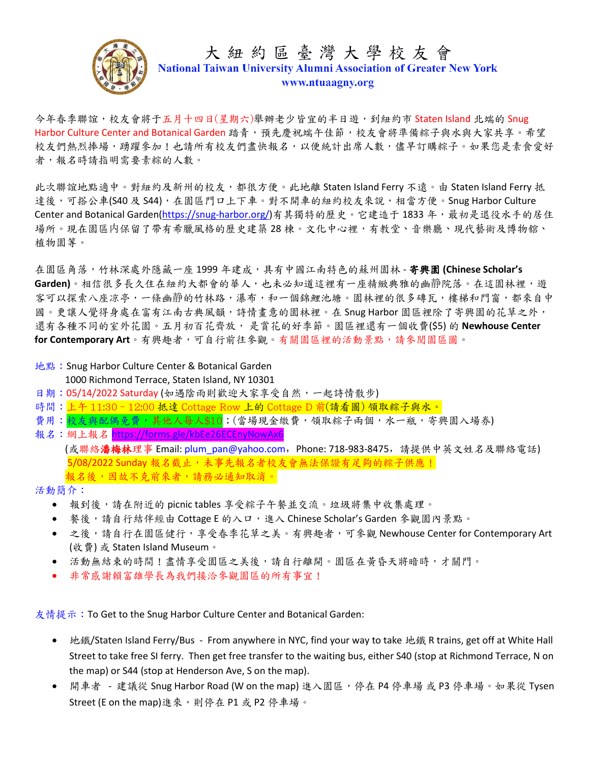# 大紐約區臺灣大學校友會

**National Taiwan University Alumni Association of Greater New York**

**www.ntuaagny.org**

今年春季聯誼，校友會將于五月十四日(星期六)舉辦老少皆宜的半日遊，到紐約市 Staten Island 北端的 Snug Harbor Culture Center and Botanical Garden 踏青，預先慶祝端午佳節，校友會將準備粽子與水與大家共享。希望校友們熱烈捧場，踴躍參加！也請所有校友們盡快報名，以便統計出席人數，儘早訂購粽子。如果您是素食愛好者，報名時請指明需要素粽的人數。

此次聯誼地點適中。對紐約及新州的校友，都很方便。此地離 Staten Island Ferry 不遠。由 Staten Island Ferry 抵達後，可搭公車(S40 及 S44)，在園區門口上下車。對不開車的紐約校友來說，相當方便。Snug Harbor Culture Center and Botanical Garden(https://snug-harbor.org/)有其獨特的歷史。它建造于 1833 年，最初是退役水手的居住場所。現在園區內保留了帶有希臘風格的歷史建築 28 棟。文化中心裡，有教堂、音樂廳、現代藝術及博物館、植物園等。

在園區角落，竹林深處外隱藏一座 1999 年建成，具有中國江南特色的蘇州園林 - **寄興園 (Chinese Scholar's Garden)**。相信很多長久住在紐約大都會的華人，也未必知道這裡有一座精緻典雅的幽靜院落。在這園林裡，遊客可以探索八座涼亭，一條幽靜的竹林路，瀑布，和一個錦鯉池塘。園林裡的很多磚瓦，樓梯和門窗，都來自中國。更讓人覺得身處在富有江南古典風韻，詩情畫意的園林裡。在 Snug Harbor 園區裡除了寄興園的花草之外，還有各種不同的室外花園。五月初百花齊放， 是賞花的好季節。園區裡還有一個收費($5) 的 **Newhouse Center for Contemporary Art**。有興趣者，可自行前往參觀。有關園區裡的活動景點，請參閱園區圖。

地點：Snug Harbor Culture Center & Botanical Garden
1000 Richmond Terrace, Staten Island, NY 10301

日期：05/14/2022 Saturday (如遇陰雨則歡迎大家享受自然，一起詩情散步)

時間：上午 11:30 - 12:00 抵達 Cottage Row 上的 Cottage D 前(請看圖) 領取粽子與水。

費用：校友與配偶免費，其他人每人$10；(當場現金繳費，領取粽子兩個，水一瓶，寄興園入場券)

報名：網上報名 https://forms.gle/kbEe26ECEnyNowAx6
(或聯絡**潘梅林**理事 Email: plum_pan@yahoo.com， Phone: 718-983-8475， 請提供中英文姓名及聯絡電話)
5/08/2022 Sunday 報名截止，未事先報名者校友會無法保證有足夠的粽子供應！
報名後，因故不克前來者，請務必通知取消。

活動簡介：

- 報到後，請在附近的 picnic tables 享受粽子午餐並交流。垃圾將集中收集處理。
- 餐後，請自行結伴經由 Cottage E 的入口，進入 Chinese Scholar's Garden 參觀園內景點。
- 之後，請自行在園區健行，享受春季花草之美。有興趣者，可參觀 Newhouse Center for Contemporary Art (收費) 或 Staten Island Museum。
- 活動無結束的時間！盡情享受園區之美後，請自行離開。園區在黃昏天將暗時，才關門。
- 非常感謝賴富雄學長為我們接洽參觀園區的所有事宜！

友情提示：To Get to the Snug Harbor Culture Center and Botanical Garden:

- 地鐵/Staten Island Ferry/Bus - From anywhere in NYC, find your way to take 地鐵 R trains, get off at White Hall Street to take free SI ferry. Then get free transfer to the waiting bus, either S40 (stop at Richmond Terrace, N on the map) or S44 (stop at Henderson Ave, S on the map).
- 開車者 - 建議從 Snug Harbor Road (W on the map) 進入園區，停在 P4 停車場 或 P3 停車場。如果從 Tysen Street (E on the map)進來，則停在 P1 或 P2 停車場。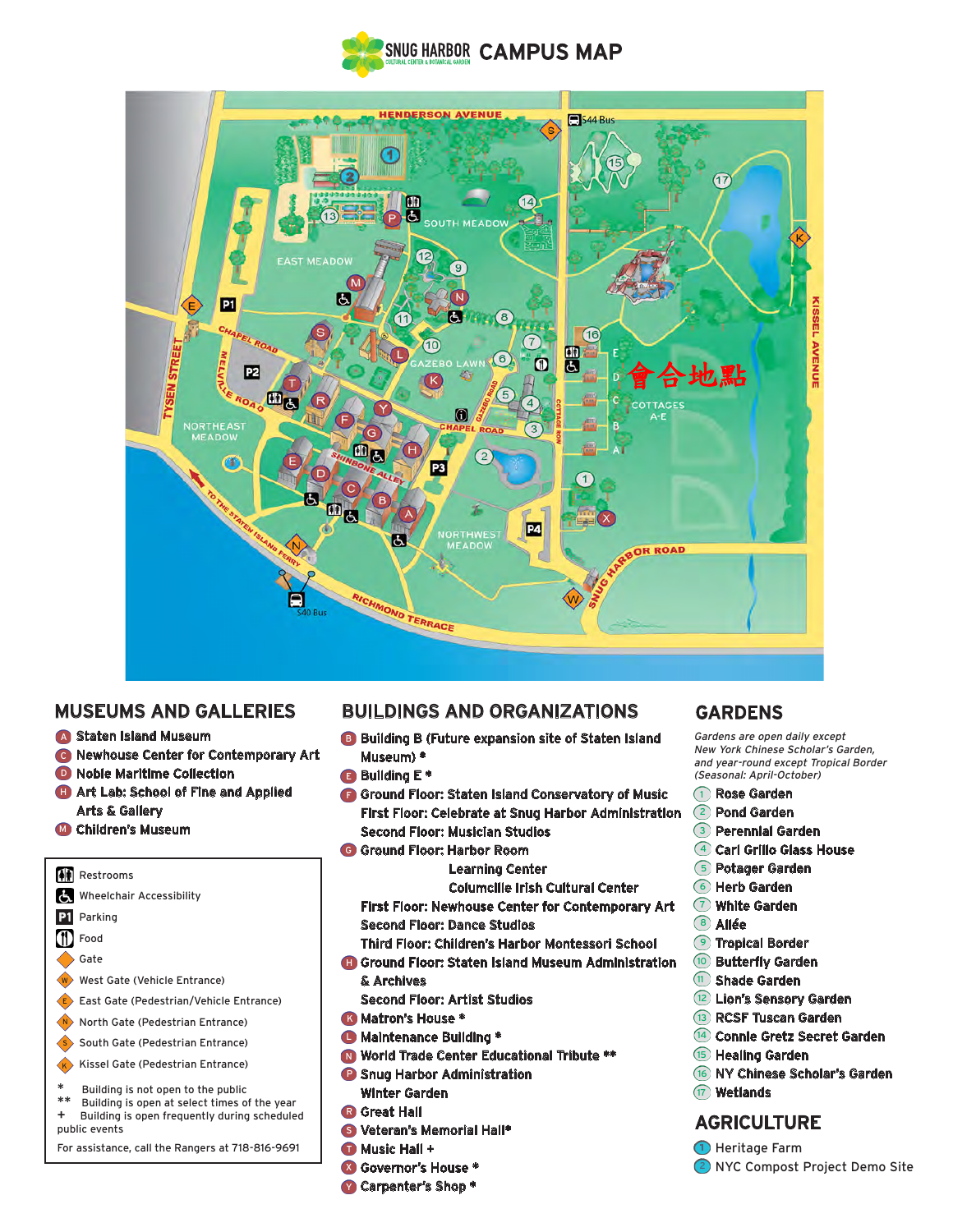# SNUG HARBOR CAMPUS MAP

SNUG HARBOR
CULTURAL CENTER & BOTANICAL GARDEN

HENDERSON AVENUE
S44 Bus
SOUTH MEADOW
EAST MEADOW
GAZEBO LAWN
CHAPEL ROAD
MELVILLE ROAD
TYSEN STREET
NORTHEAST MEADOW
SHINBONE ALLEY
GAZEBO ROAD
COTTAGE ROW
COTTAGES A-E
會合地點
KISSEL AVENUE
NORTHWEST MEADOW
SNUG HARBOR ROAD
RICHMOND TERRACE
TO THE STATEN ISLAND FERRY
S40 Bus

## MUSEUMS AND GALLERIES

- A Staten Island Museum
- C Newhouse Center for Contemporary Art
- D Noble Maritime Collection
- H Art Lab: School of Fine and Applied Arts & Gallery
- M Children's Museum

---

- Restrooms
- Wheelchair Accessibility
- P1 Parking
- Food
- Gate
- W West Gate (Vehicle Entrance)
- E East Gate (Pedestrian/Vehicle Entrance)
- N North Gate (Pedestrian Entrance)
- S South Gate (Pedestrian Entrance)
- K Kissel Gate (Pedestrian Entrance)

\* Building is not open to the public
\*\* Building is open at select times of the year
\+ Building is open frequently during scheduled public events

For assistance, call the Rangers at 718-816-9691

## BUILDINGS AND ORGANIZATIONS

- B Building B (Future expansion site of Staten Island Museum) *
- E Building E *
- F Ground Floor: Staten Island Conservatory of Music
  First Floor: Celebrate at Snug Harbor Administration
  Second Floor: Musician Studios
- G Ground Floor: Harbor Room
  Learning Center
  Columcille Irish Cultural Center
  First Floor: Newhouse Center for Contemporary Art
  Second Floor: Dance Studios
  Third Floor: Children's Harbor Montessori School
- H Ground Floor: Staten Island Museum Administration & Archives
  Second Floor: Artist Studios
- K Matron's House *
- L Maintenance Building *
- N World Trade Center Educational Tribute **
- P Snug Harbor Administration
  Winter Garden
- R Great Hall
- S Veteran's Memorial Hall*
- T Music Hall +
- X Governor's House *
- Y Carpenter's Shop *

## GARDENS

*Gardens are open daily except New York Chinese Scholar's Garden, and year-round except Tropical Border (Seasonal: April-October)*

1. Rose Garden
2. Pond Garden
3. Perennial Garden
4. Carl Grillo Glass House
5. Potager Garden
6. Herb Garden
7. White Garden
8. Allée
9. Tropical Border
10. Butterfly Garden
11. Shade Garden
12. Lion's Sensory Garden
13. RCSF Tuscan Garden
14. Connie Gretz Secret Garden
15. Healing Garden
16. NY Chinese Scholar's Garden
17. Wetlands

## AGRICULTURE

1. Heritage Farm
2. NYC Compost Project Demo Site